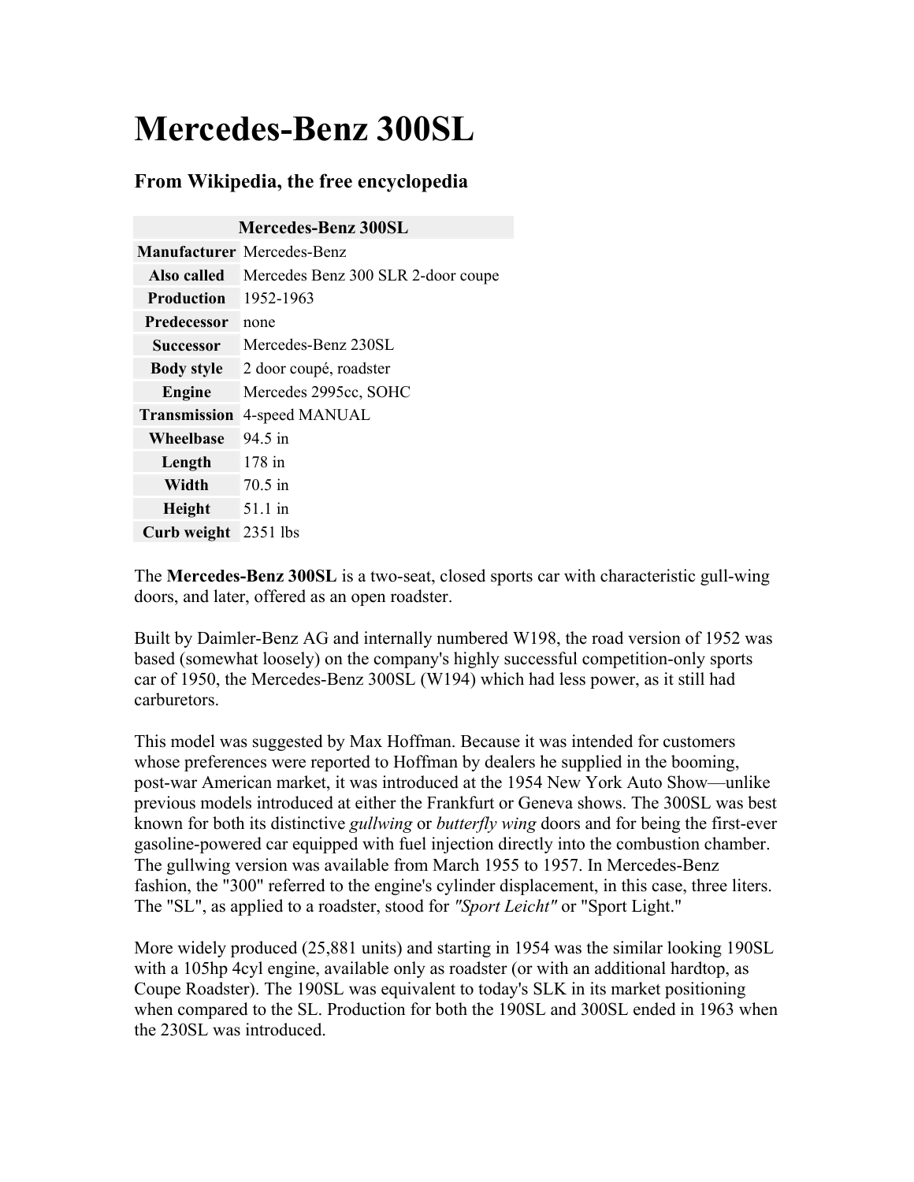# Mercedes-Benz 300SL

### From Wikipedia, the free encyclopedia

| Mercedes-Benz 300SL | |
|---|---|
| **Manufacturer** | Mercedes-Benz |
| **Also called** | Mercedes Benz 300 SLR 2-door coupe |
| **Production** | 1952-1963 |
| **Predecessor** | none |
| **Successor** | Mercedes-Benz 230SL |
| **Body style** | 2 door coupé, roadster |
| **Engine** | Mercedes 2995cc, SOHC |
| **Transmission** | 4-speed MANUAL |
| **Wheelbase** | 94.5 in |
| **Length** | 178 in |
| **Width** | 70.5 in |
| **Height** | 51.1 in |
| **Curb weight** | 2351 lbs |

The **Mercedes-Benz 300SL** is a two-seat, closed sports car with characteristic gull-wing doors, and later, offered as an open roadster.

Built by Daimler-Benz AG and internally numbered W198, the road version of 1952 was based (somewhat loosely) on the company's highly successful competition-only sports car of 1950, the Mercedes-Benz 300SL (W194) which had less power, as it still had carburetors.

This model was suggested by Max Hoffman. Because it was intended for customers whose preferences were reported to Hoffman by dealers he supplied in the booming, post-war American market, it was introduced at the 1954 New York Auto Show—unlike previous models introduced at either the Frankfurt or Geneva shows. The 300SL was best known for both its distinctive *gullwing* or *butterfly wing* doors and for being the first-ever gasoline-powered car equipped with fuel injection directly into the combustion chamber. The gullwing version was available from March 1955 to 1957. In Mercedes-Benz fashion, the "300" referred to the engine's cylinder displacement, in this case, three liters. The "SL", as applied to a roadster, stood for *"Sport Leicht"* or "Sport Light."

More widely produced (25,881 units) and starting in 1954 was the similar looking 190SL with a 105hp 4cyl engine, available only as roadster (or with an additional hardtop, as Coupe Roadster). The 190SL was equivalent to today's SLK in its market positioning when compared to the SL. Production for both the 190SL and 300SL ended in 1963 when the 230SL was introduced.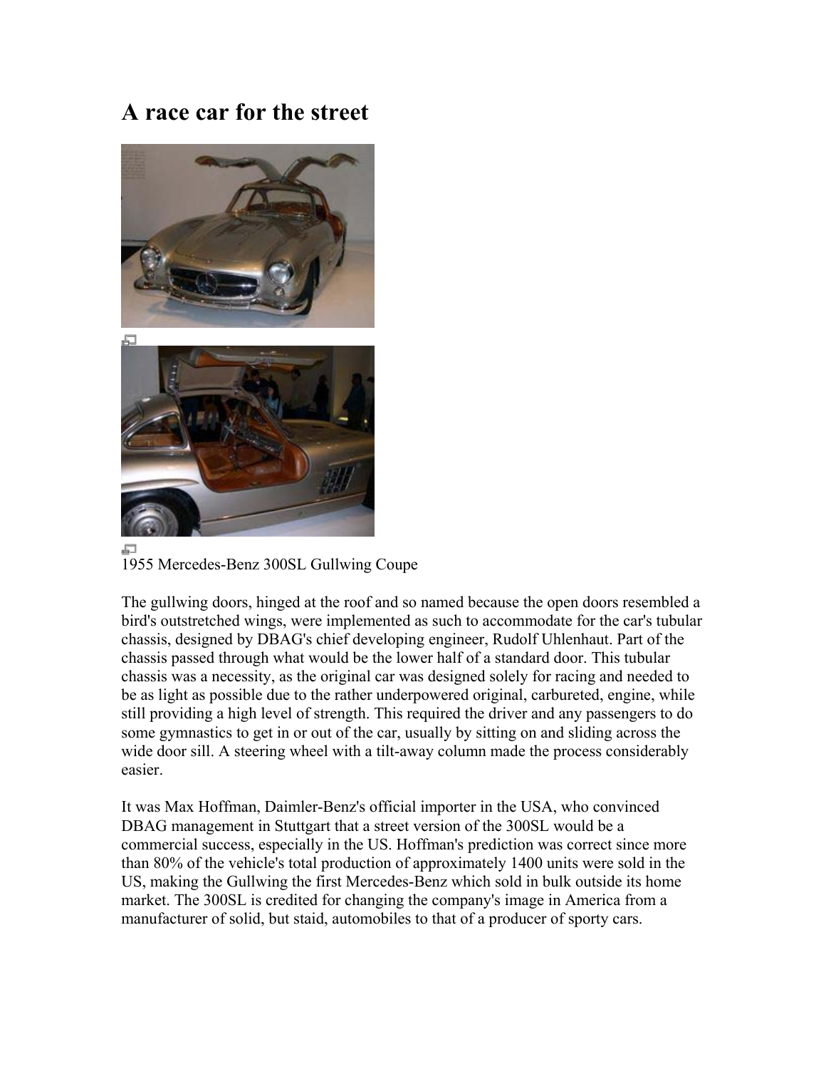# A race car for the street

1955 Mercedes-Benz 300SL Gullwing Coupe

The gullwing doors, hinged at the roof and so named because the open doors resembled a bird's outstretched wings, were implemented as such to accommodate for the car's tubular chassis, designed by DBAG's chief developing engineer, Rudolf Uhlenhaut. Part of the chassis passed through what would be the lower half of a standard door. This tubular chassis was a necessity, as the original car was designed solely for racing and needed to be as light as possible due to the rather underpowered original, carbureted, engine, while still providing a high level of strength. This required the driver and any passengers to do some gymnastics to get in or out of the car, usually by sitting on and sliding across the wide door sill. A steering wheel with a tilt-away column made the process considerably easier.

It was Max Hoffman, Daimler-Benz's official importer in the USA, who convinced DBAG management in Stuttgart that a street version of the 300SL would be a commercial success, especially in the US. Hoffman's prediction was correct since more than 80% of the vehicle's total production of approximately 1400 units were sold in the US, making the Gullwing the first Mercedes-Benz which sold in bulk outside its home market. The 300SL is credited for changing the company's image in America from a manufacturer of solid, but staid, automobiles to that of a producer of sporty cars.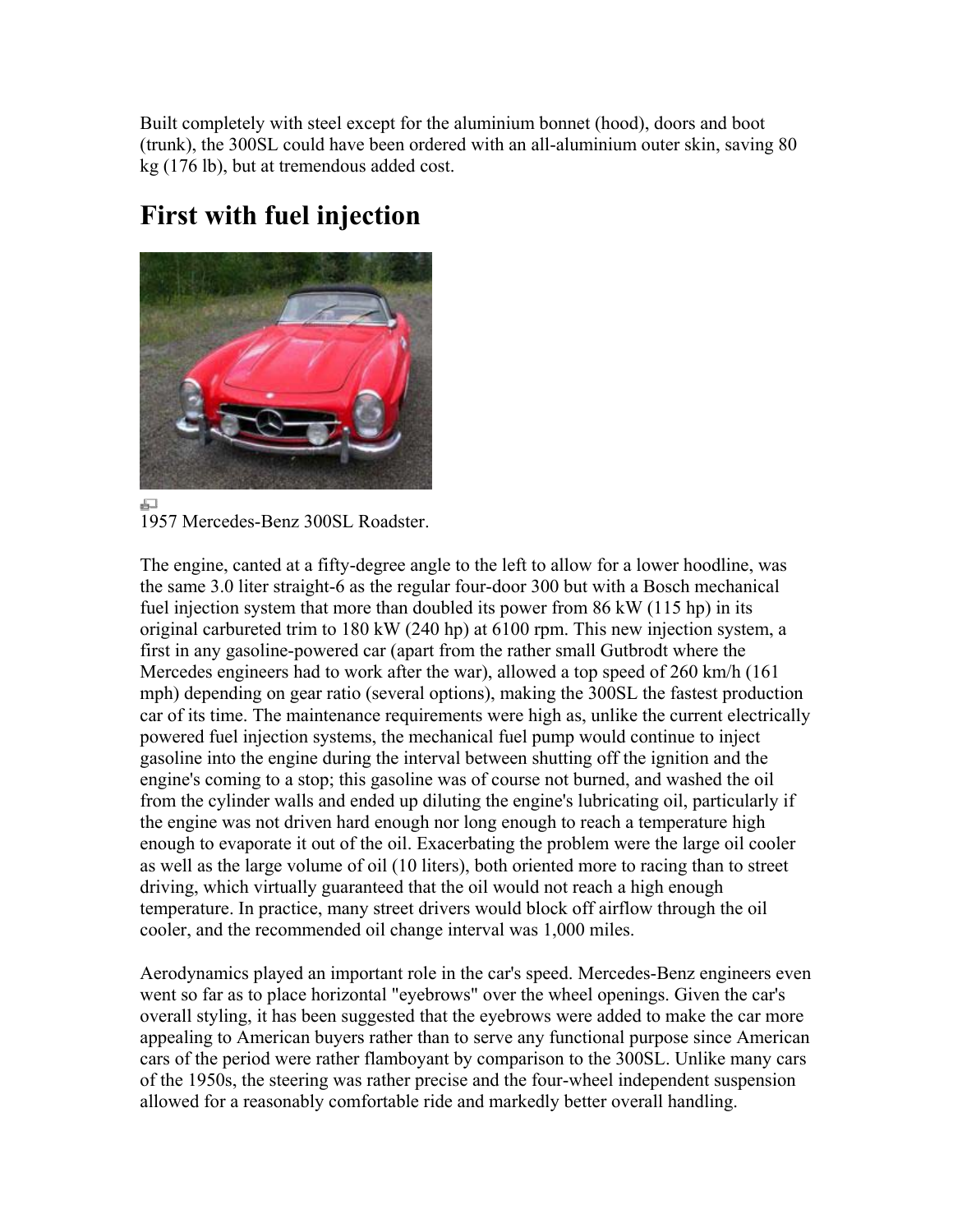Built completely with steel except for the aluminium bonnet (hood), doors and boot (trunk), the 300SL could have been ordered with an all-aluminium outer skin, saving 80 kg (176 lb), but at tremendous added cost.

# First with fuel injection

1957 Mercedes-Benz 300SL Roadster.

The engine, canted at a fifty-degree angle to the left to allow for a lower hoodline, was the same 3.0 liter straight-6 as the regular four-door 300 but with a Bosch mechanical fuel injection system that more than doubled its power from 86 kW (115 hp) in its original carbureted trim to 180 kW (240 hp) at 6100 rpm. This new injection system, a first in any gasoline-powered car (apart from the rather small Gutbrodt where the Mercedes engineers had to work after the war), allowed a top speed of 260 km/h (161 mph) depending on gear ratio (several options), making the 300SL the fastest production car of its time. The maintenance requirements were high as, unlike the current electrically powered fuel injection systems, the mechanical fuel pump would continue to inject gasoline into the engine during the interval between shutting off the ignition and the engine's coming to a stop; this gasoline was of course not burned, and washed the oil from the cylinder walls and ended up diluting the engine's lubricating oil, particularly if the engine was not driven hard enough nor long enough to reach a temperature high enough to evaporate it out of the oil. Exacerbating the problem were the large oil cooler as well as the large volume of oil (10 liters), both oriented more to racing than to street driving, which virtually guaranteed that the oil would not reach a high enough temperature. In practice, many street drivers would block off airflow through the oil cooler, and the recommended oil change interval was 1,000 miles.

Aerodynamics played an important role in the car's speed. Mercedes-Benz engineers even went so far as to place horizontal "eyebrows" over the wheel openings. Given the car's overall styling, it has been suggested that the eyebrows were added to make the car more appealing to American buyers rather than to serve any functional purpose since American cars of the period were rather flamboyant by comparison to the 300SL. Unlike many cars of the 1950s, the steering was rather precise and the four-wheel independent suspension allowed for a reasonably comfortable ride and markedly better overall handling.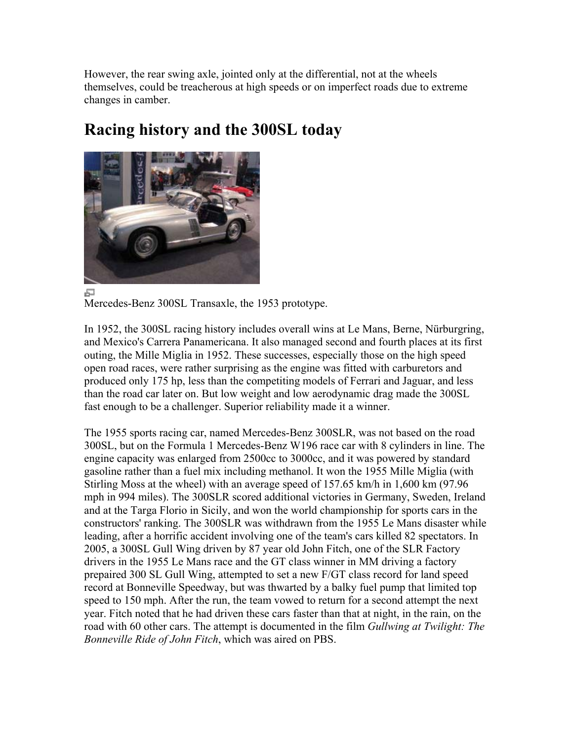However, the rear swing axle, jointed only at the differential, not at the wheels themselves, could be treacherous at high speeds or on imperfect roads due to extreme changes in camber.

## Racing history and the 300SL today

Mercedes-Benz 300SL Transaxle, the 1953 prototype.

In 1952, the 300SL racing history includes overall wins at Le Mans, Berne, Nürburgring, and Mexico's Carrera Panamericana. It also managed second and fourth places at its first outing, the Mille Miglia in 1952. These successes, especially those on the high speed open road races, were rather surprising as the engine was fitted with carburetors and produced only 175 hp, less than the competiting models of Ferrari and Jaguar, and less than the road car later on. But low weight and low aerodynamic drag made the 300SL fast enough to be a challenger. Superior reliability made it a winner.

The 1955 sports racing car, named Mercedes-Benz 300SLR, was not based on the road 300SL, but on the Formula 1 Mercedes-Benz W196 race car with 8 cylinders in line. The engine capacity was enlarged from 2500cc to 3000cc, and it was powered by standard gasoline rather than a fuel mix including methanol. It won the 1955 Mille Miglia (with Stirling Moss at the wheel) with an average speed of 157.65 km/h in 1,600 km (97.96 mph in 994 miles). The 300SLR scored additional victories in Germany, Sweden, Ireland and at the Targa Florio in Sicily, and won the world championship for sports cars in the constructors' ranking. The 300SLR was withdrawn from the 1955 Le Mans disaster while leading, after a horrific accident involving one of the team's cars killed 82 spectators. In 2005, a 300SL Gull Wing driven by 87 year old John Fitch, one of the SLR Factory drivers in the 1955 Le Mans race and the GT class winner in MM driving a factory prepaired 300 SL Gull Wing, attempted to set a new F/GT class record for land speed record at Bonneville Speedway, but was thwarted by a balky fuel pump that limited top speed to 150 mph. After the run, the team vowed to return for a second attempt the next year. Fitch noted that he had driven these cars faster than that at night, in the rain, on the road with 60 other cars. The attempt is documented in the film *Gullwing at Twilight: The Bonneville Ride of John Fitch*, which was aired on PBS.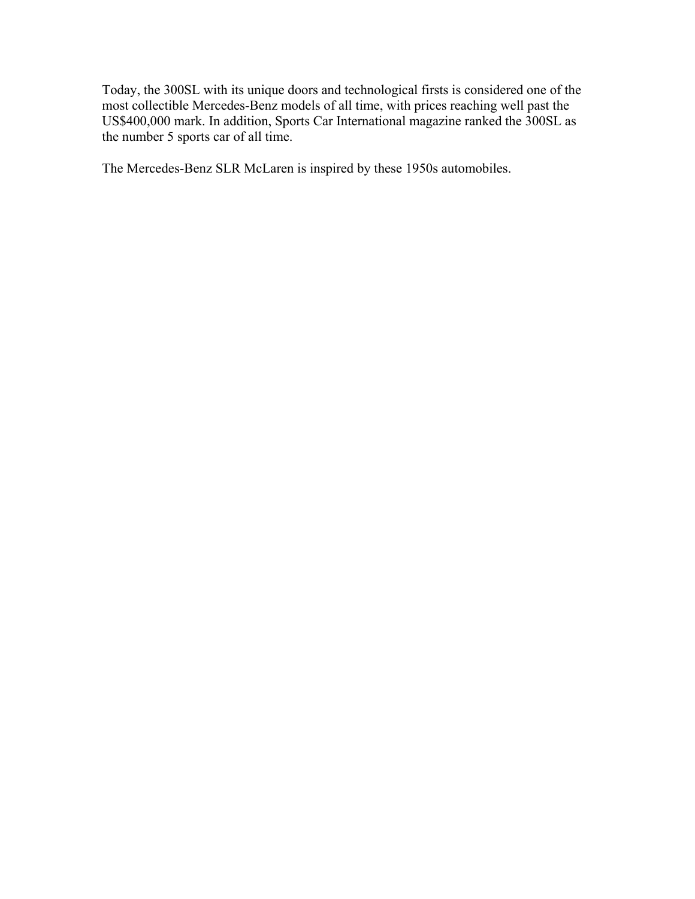Today, the 300SL with its unique doors and technological firsts is considered one of the most collectible Mercedes-Benz models of all time, with prices reaching well past the US$400,000 mark. In addition, Sports Car International magazine ranked the 300SL as the number 5 sports car of all time.

The Mercedes-Benz SLR McLaren is inspired by these 1950s automobiles.